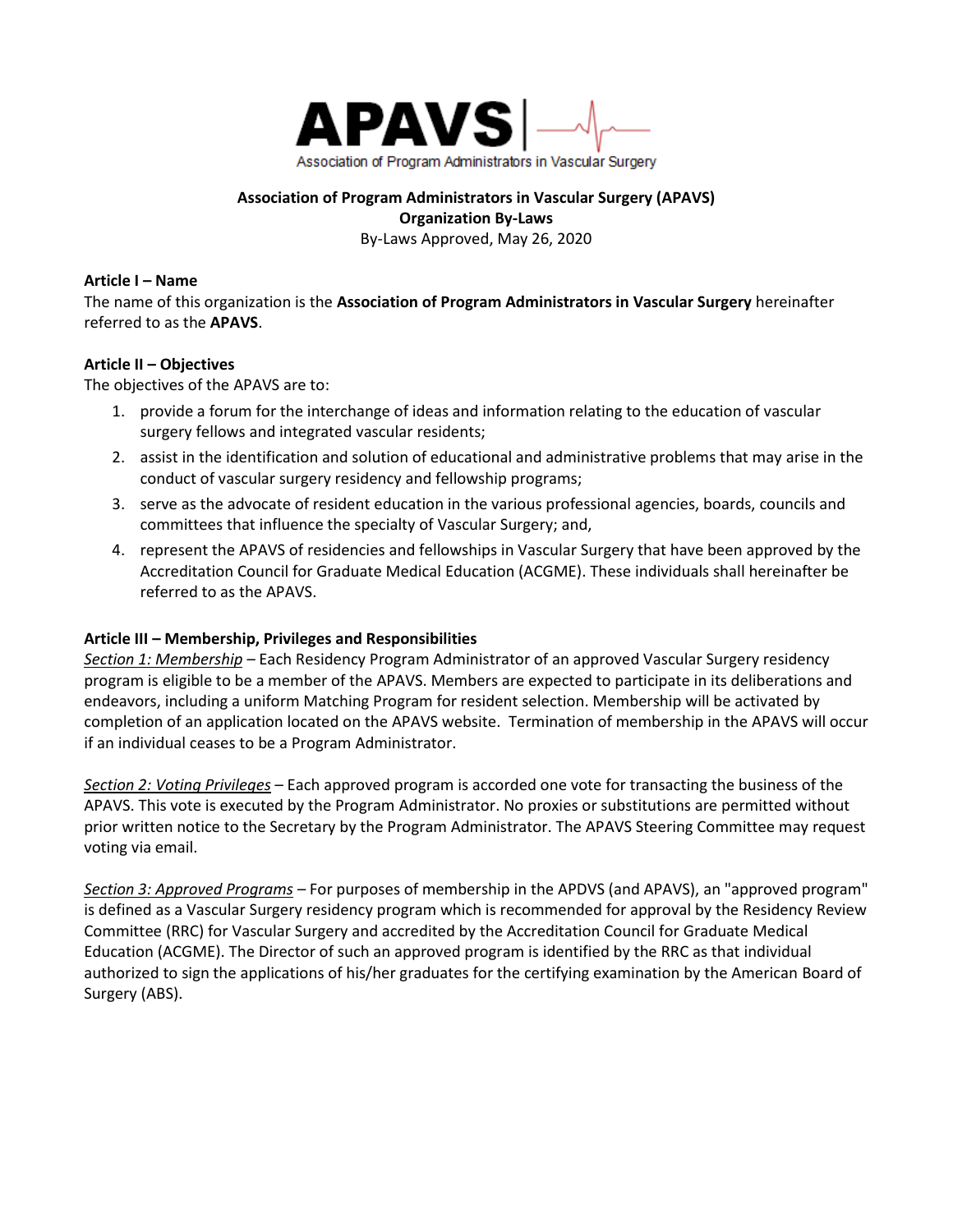# APAVS

Association of Program Administrators in Vascular Surgery

**Association of Program Administrators in Vascular Surgery (APAVS)**
**Organization By-Laws**
By-Laws Approved, May 26, 2020

**Article I – Name**

The name of this organization is the **Association of Program Administrators in Vascular Surgery** hereinafter referred to as the **APAVS**.

**Article II – Objectives**

The objectives of the APAVS are to:

1. provide a forum for the interchange of ideas and information relating to the education of vascular surgery fellows and integrated vascular residents;
2. assist in the identification and solution of educational and administrative problems that may arise in the conduct of vascular surgery residency and fellowship programs;
3. serve as the advocate of resident education in the various professional agencies, boards, councils and committees that influence the specialty of Vascular Surgery; and,
4. represent the APAVS of residencies and fellowships in Vascular Surgery that have been approved by the Accreditation Council for Graduate Medical Education (ACGME). These individuals shall hereinafter be referred to as the APAVS.

**Article III – Membership, Privileges and Responsibilities**

*Section 1: Membership* – Each Residency Program Administrator of an approved Vascular Surgery residency program is eligible to be a member of the APAVS. Members are expected to participate in its deliberations and endeavors, including a uniform Matching Program for resident selection. Membership will be activated by completion of an application located on the APAVS website. Termination of membership in the APAVS will occur if an individual ceases to be a Program Administrator.

*Section 2: Voting Privileges* – Each approved program is accorded one vote for transacting the business of the APAVS. This vote is executed by the Program Administrator. No proxies or substitutions are permitted without prior written notice to the Secretary by the Program Administrator. The APAVS Steering Committee may request voting via email.

*Section 3: Approved Programs* – For purposes of membership in the APDVS (and APAVS), an "approved program" is defined as a Vascular Surgery residency program which is recommended for approval by the Residency Review Committee (RRC) for Vascular Surgery and accredited by the Accreditation Council for Graduate Medical Education (ACGME). The Director of such an approved program is identified by the RRC as that individual authorized to sign the applications of his/her graduates for the certifying examination by the American Board of Surgery (ABS).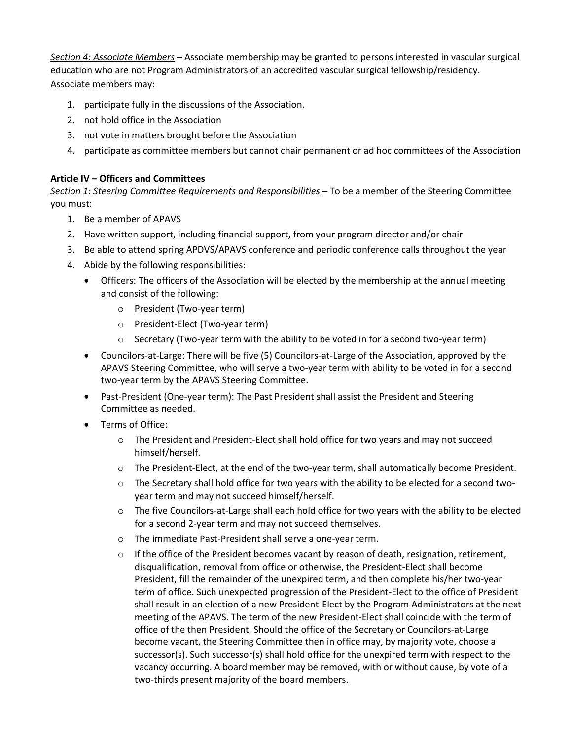*Section 4: Associate Members* – Associate membership may be granted to persons interested in vascular surgical education who are not Program Administrators of an accredited vascular surgical fellowship/residency. Associate members may:

1. participate fully in the discussions of the Association.
2. not hold office in the Association
3. not vote in matters brought before the Association
4. participate as committee members but cannot chair permanent or ad hoc committees of the Association

**Article IV – Officers and Committees**

*Section 1: Steering Committee Requirements and Responsibilities* – To be a member of the Steering Committee you must:

1. Be a member of APAVS
2. Have written support, including financial support, from your program director and/or chair
3. Be able to attend spring APDVS/APAVS conference and periodic conference calls throughout the year
4. Abide by the following responsibilities:
   - Officers: The officers of the Association will be elected by the membership at the annual meeting and consist of the following:
     - President (Two-year term)
     - President-Elect (Two-year term)
     - Secretary (Two-year term with the ability to be voted in for a second two-year term)
   - Councilors-at-Large: There will be five (5) Councilors-at-Large of the Association, approved by the APAVS Steering Committee, who will serve a two-year term with ability to be voted in for a second two-year term by the APAVS Steering Committee.
   - Past-President (One-year term): The Past President shall assist the President and Steering Committee as needed.
   - Terms of Office:
     - The President and President-Elect shall hold office for two years and may not succeed himself/herself.
     - The President-Elect, at the end of the two-year term, shall automatically become President.
     - The Secretary shall hold office for two years with the ability to be elected for a second two-year term and may not succeed himself/herself.
     - The five Councilors-at-Large shall each hold office for two years with the ability to be elected for a second 2-year term and may not succeed themselves.
     - The immediate Past-President shall serve a one-year term.
     - If the office of the President becomes vacant by reason of death, resignation, retirement, disqualification, removal from office or otherwise, the President-Elect shall become President, fill the remainder of the unexpired term, and then complete his/her two-year term of office. Such unexpected progression of the President-Elect to the office of President shall result in an election of a new President-Elect by the Program Administrators at the next meeting of the APAVS. The term of the new President-Elect shall coincide with the term of office of the then President. Should the office of the Secretary or Councilors-at-Large become vacant, the Steering Committee then in office may, by majority vote, choose a successor(s). Such successor(s) shall hold office for the unexpired term with respect to the vacancy occurring. A board member may be removed, with or without cause, by vote of a two-thirds present majority of the board members.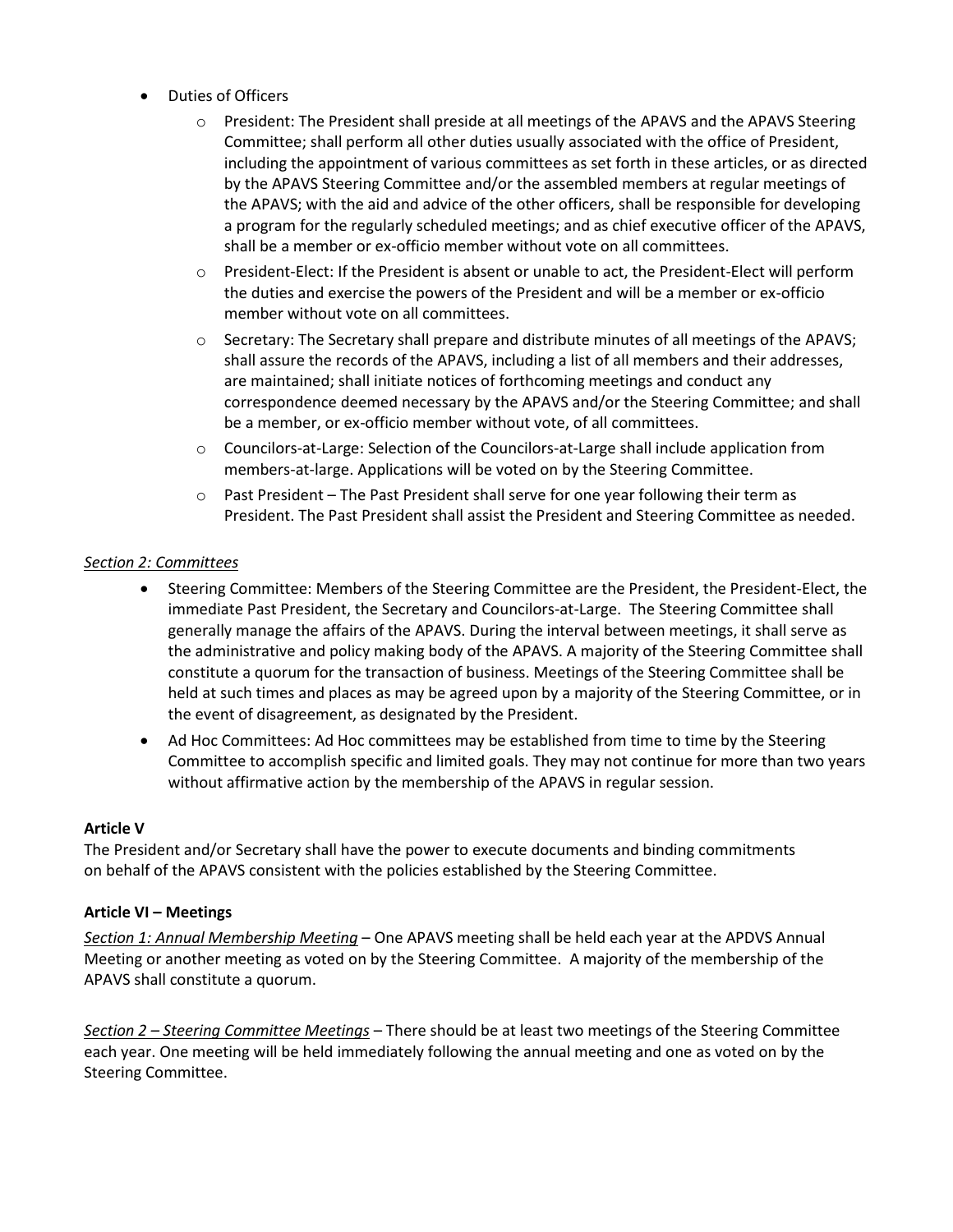- Duties of Officers
  - President: The President shall preside at all meetings of the APAVS and the APAVS Steering Committee; shall perform all other duties usually associated with the office of President, including the appointment of various committees as set forth in these articles, or as directed by the APAVS Steering Committee and/or the assembled members at regular meetings of the APAVS; with the aid and advice of the other officers, shall be responsible for developing a program for the regularly scheduled meetings; and as chief executive officer of the APAVS, shall be a member or ex-officio member without vote on all committees.
  - President-Elect: If the President is absent or unable to act, the President-Elect will perform the duties and exercise the powers of the President and will be a member or ex-officio member without vote on all committees.
  - Secretary: The Secretary shall prepare and distribute minutes of all meetings of the APAVS; shall assure the records of the APAVS, including a list of all members and their addresses, are maintained; shall initiate notices of forthcoming meetings and conduct any correspondence deemed necessary by the APAVS and/or the Steering Committee; and shall be a member, or ex-officio member without vote, of all committees.
  - Councilors-at-Large: Selection of the Councilors-at-Large shall include application from members-at-large. Applications will be voted on by the Steering Committee.
  - Past President – The Past President shall serve for one year following their term as President. The Past President shall assist the President and Steering Committee as needed.

*Section 2: Committees*

- Steering Committee: Members of the Steering Committee are the President, the President-Elect, the immediate Past President, the Secretary and Councilors-at-Large. The Steering Committee shall generally manage the affairs of the APAVS. During the interval between meetings, it shall serve as the administrative and policy making body of the APAVS. A majority of the Steering Committee shall constitute a quorum for the transaction of business. Meetings of the Steering Committee shall be held at such times and places as may be agreed upon by a majority of the Steering Committee, or in the event of disagreement, as designated by the President.
- Ad Hoc Committees: Ad Hoc committees may be established from time to time by the Steering Committee to accomplish specific and limited goals. They may not continue for more than two years without affirmative action by the membership of the APAVS in regular session.

**Article V**

The President and/or Secretary shall have the power to execute documents and binding commitments on behalf of the APAVS consistent with the policies established by the Steering Committee.

**Article VI – Meetings**

*Section 1: Annual Membership Meeting* – One APAVS meeting shall be held each year at the APDVS Annual Meeting or another meeting as voted on by the Steering Committee. A majority of the membership of the APAVS shall constitute a quorum.

*Section 2 – Steering Committee Meetings* – There should be at least two meetings of the Steering Committee each year. One meeting will be held immediately following the annual meeting and one as voted on by the Steering Committee.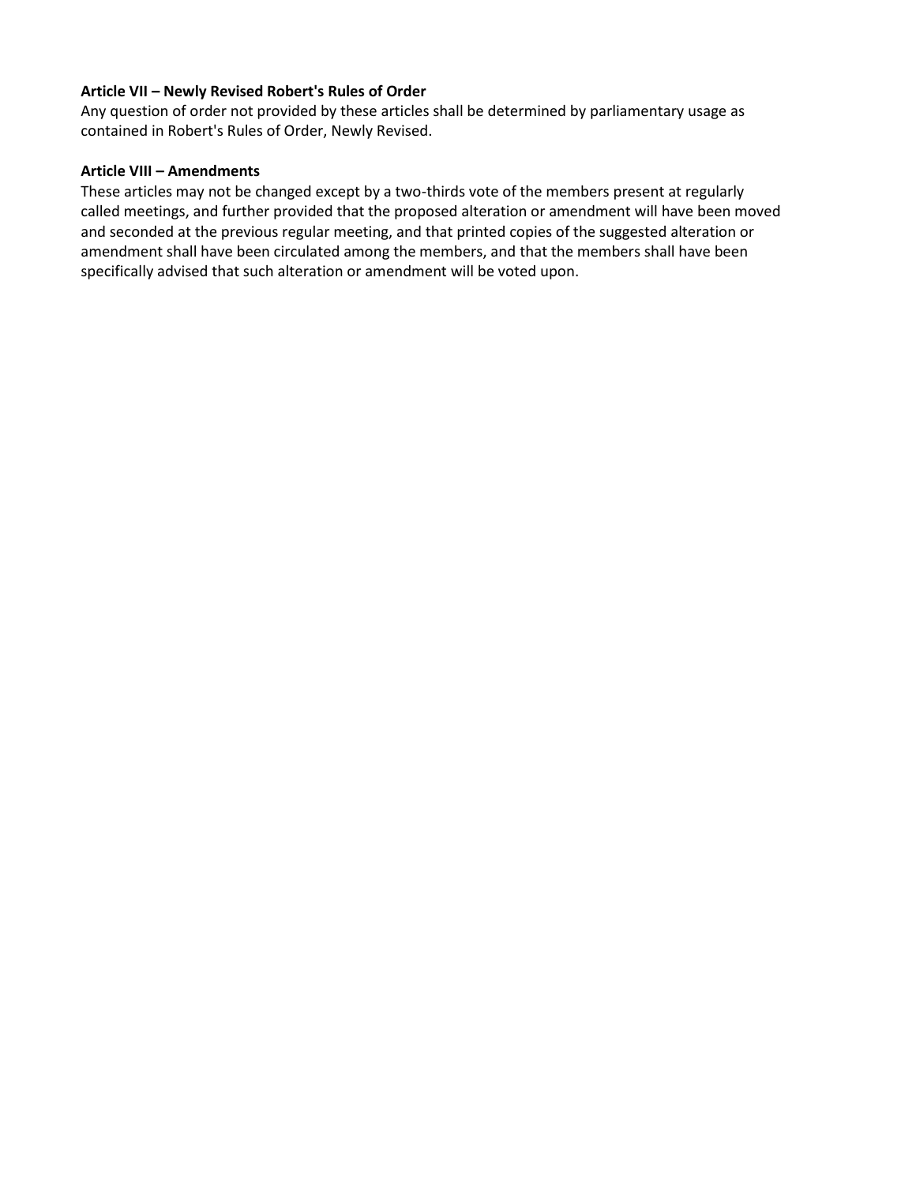**Article VII – Newly Revised Robert's Rules of Order**

Any question of order not provided by these articles shall be determined by parliamentary usage as contained in Robert's Rules of Order, Newly Revised.

**Article VIII – Amendments**

These articles may not be changed except by a two-thirds vote of the members present at regularly called meetings, and further provided that the proposed alteration or amendment will have been moved and seconded at the previous regular meeting, and that printed copies of the suggested alteration or amendment shall have been circulated among the members, and that the members shall have been specifically advised that such alteration or amendment will be voted upon.